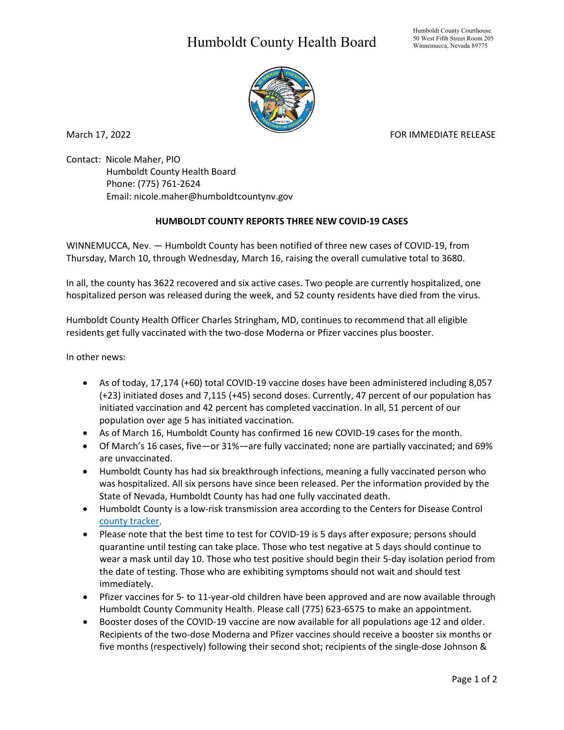# Humboldt County Health Board

Humboldt County Courthouse
50 West Fifth Street Room 205
Winnemucca, Nevada 89775

March 17, 2022

FOR IMMEDIATE RELEASE

Contact: Nicole Maher, PIO
Humboldt County Health Board
Phone: (775) 761-2624
Email: nicole.maher@humboldtcountynv.gov

**HUMBOLDT COUNTY REPORTS THREE NEW COVID-19 CASES**

WINNEMUCCA, Nev. — Humboldt County has been notified of three new cases of COVID-19, from Thursday, March 10, through Wednesday, March 16, raising the overall cumulative total to 3680.

In all, the county has 3622 recovered and six active cases. Two people are currently hospitalized, one hospitalized person was released during the week, and 52 county residents have died from the virus.

Humboldt County Health Officer Charles Stringham, MD, continues to recommend that all eligible residents get fully vaccinated with the two-dose Moderna or Pfizer vaccines plus booster.

In other news:

- As of today, 17,174 (+60) total COVID-19 vaccine doses have been administered including 8,057 (+23) initiated doses and 7,115 (+45) second doses. Currently, 47 percent of our population has initiated vaccination and 42 percent has completed vaccination. In all, 51 percent of our population over age 5 has initiated vaccination.
- As of March 16, Humboldt County has confirmed 16 new COVID-19 cases for the month.
- Of March's 16 cases, five—or 31%—are fully vaccinated; none are partially vaccinated; and 69% are unvaccinated.
- Humboldt County has had six breakthrough infections, meaning a fully vaccinated person who was hospitalized. All six persons have since been released. Per the information provided by the State of Nevada, Humboldt County has had one fully vaccinated death.
- Humboldt County is a low-risk transmission area according to the Centers for Disease Control county tracker.
- Please note that the best time to test for COVID-19 is 5 days after exposure; persons should quarantine until testing can take place. Those who test negative at 5 days should continue to wear a mask until day 10. Those who test positive should begin their 5-day isolation period from the date of testing. Those who are exhibiting symptoms should not wait and should test immediately.
- Pfizer vaccines for 5- to 11-year-old children have been approved and are now available through Humboldt County Community Health. Please call (775) 623-6575 to make an appointment.
- Booster doses of the COVID-19 vaccine are now available for all populations age 12 and older. Recipients of the two-dose Moderna and Pfizer vaccines should receive a booster six months or five months (respectively) following their second shot; recipients of the single-dose Johnson &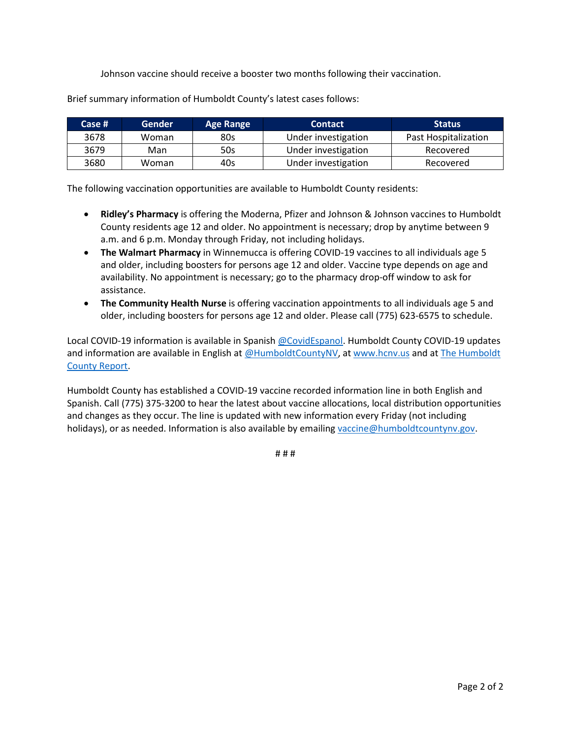Johnson vaccine should receive a booster two months following their vaccination.

Brief summary information of Humboldt County's latest cases follows:

| Case # | Gender | Age Range | Contact | Status |
|---|---|---|---|---|
| 3678 | Woman | 80s | Under investigation | Past Hospitalization |
| 3679 | Man | 50s | Under investigation | Recovered |
| 3680 | Woman | 40s | Under investigation | Recovered |

The following vaccination opportunities are available to Humboldt County residents:

- **Ridley's Pharmacy** is offering the Moderna, Pfizer and Johnson & Johnson vaccines to Humboldt County residents age 12 and older. No appointment is necessary; drop by anytime between 9 a.m. and 6 p.m. Monday through Friday, not including holidays.
- **The Walmart Pharmacy** in Winnemucca is offering COVID-19 vaccines to all individuals age 5 and older, including boosters for persons age 12 and older. Vaccine type depends on age and availability. No appointment is necessary; go to the pharmacy drop-off window to ask for assistance.
- **The Community Health Nurse** is offering vaccination appointments to all individuals age 5 and older, including boosters for persons age 12 and older. Please call (775) 623-6575 to schedule.

Local COVID-19 information is available in Spanish @CovidEspanol. Humboldt County COVID-19 updates and information are available in English at @HumboldtCountyNV, at www.hcnv.us and at The Humboldt County Report.

Humboldt County has established a COVID-19 vaccine recorded information line in both English and Spanish. Call (775) 375-3200 to hear the latest about vaccine allocations, local distribution opportunities and changes as they occur. The line is updated with new information every Friday (not including holidays), or as needed. Information is also available by emailing vaccine@humboldtcountynv.gov.

# # #